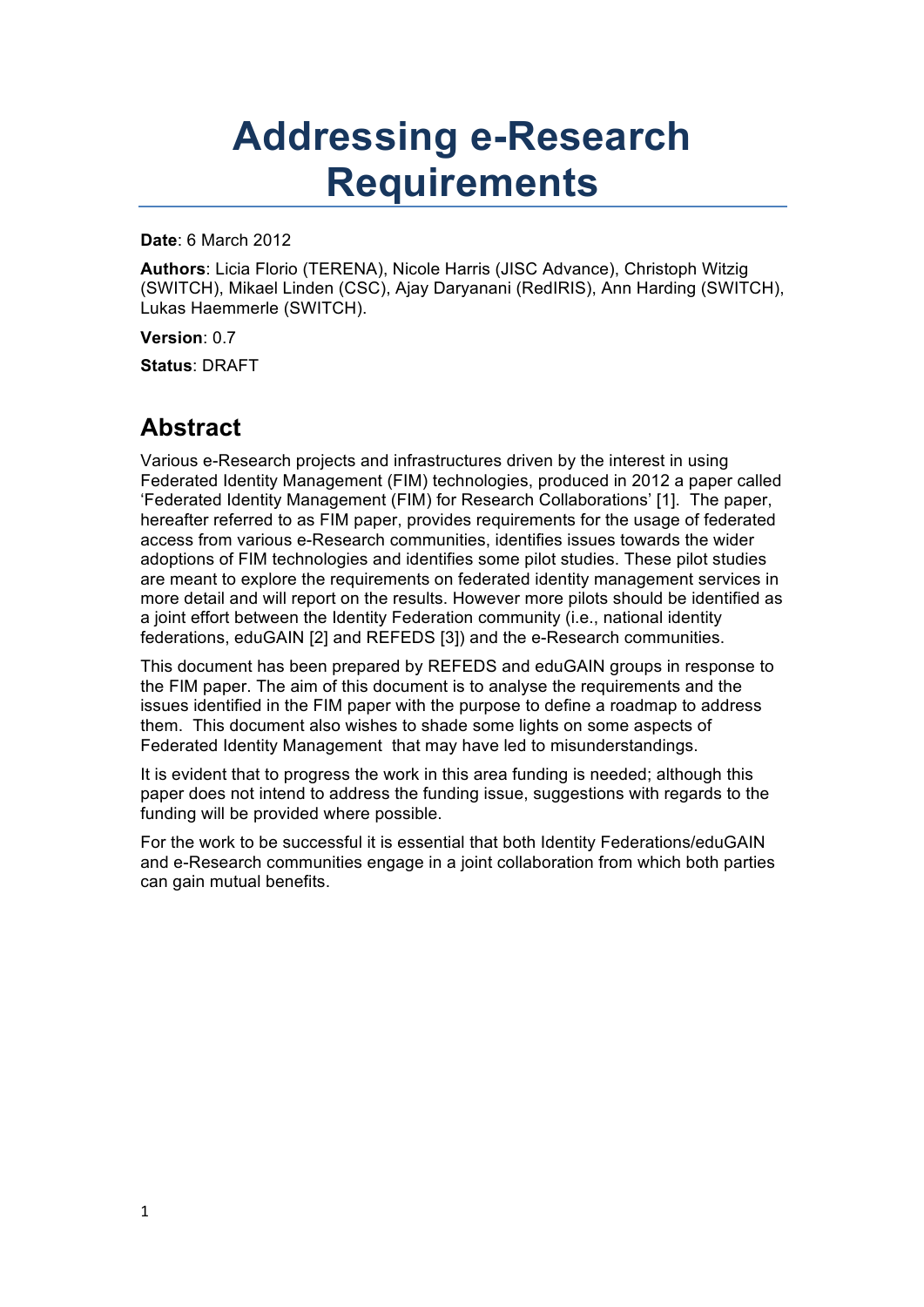# Addressing e-Research Requirements

**Date**: 6 March 2012

**Authors**: Licia Florio (TERENA), Nicole Harris (JISC Advance), Christoph Witzig (SWITCH), Mikael Linden (CSC), Ajay Daryanani (RedIRIS), Ann Harding (SWITCH), Lukas Haemmerle (SWITCH).

**Version**: 0.7

**Status**: DRAFT

## Abstract

Various e-Research projects and infrastructures driven by the interest in using Federated Identity Management (FIM) technologies, produced in 2012 a paper called 'Federated Identity Management (FIM) for Research Collaborations' [1]. The paper, hereafter referred to as FIM paper, provides requirements for the usage of federated access from various e-Research communities, identifies issues towards the wider adoptions of FIM technologies and identifies some pilot studies. These pilot studies are meant to explore the requirements on federated identity management services in more detail and will report on the results. However more pilots should be identified as a joint effort between the Identity Federation community (i.e., national identity federations, eduGAIN [2] and REFEDS [3]) and the e-Research communities.

This document has been prepared by REFEDS and eduGAIN groups in response to the FIM paper. The aim of this document is to analyse the requirements and the issues identified in the FIM paper with the purpose to define a roadmap to address them. This document also wishes to shade some lights on some aspects of Federated Identity Management that may have led to misunderstandings.

It is evident that to progress the work in this area funding is needed; although this paper does not intend to address the funding issue, suggestions with regards to the funding will be provided where possible.

For the work to be successful it is essential that both Identity Federations/eduGAIN and e-Research communities engage in a joint collaboration from which both parties can gain mutual benefits.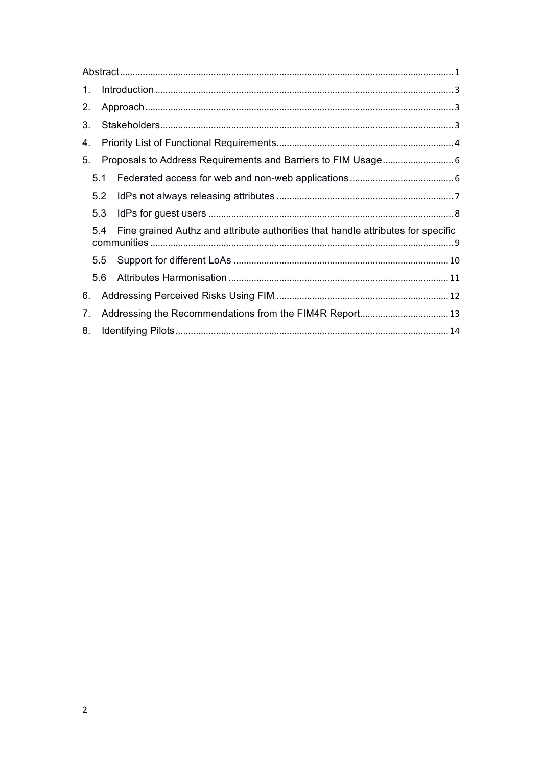Abstract ........................................................................................................................ 1

1. Introduction ..................................................................................................... 3
2. Approach ......................................................................................................... 3
3. Stakeholders .................................................................................................... 3
4. Priority List of Functional Requirements ...................................................... 4
5. Proposals to Address Requirements and Barriers to FIM Usage ............................ 6
   - 5.1 Federated access for web and non-web applications ......................................... 6
   - 5.2 IdPs not always releasing attributes ...................................................................... 7
   - 5.3 IdPs for guest users ................................................................................................ 8
   - 5.4 Fine grained Authz and attribute authorities that handle attributes for specific communities ...................................................................................................................... 9
   - 5.5 Support for different LoAs ..................................................................................... 10
   - 5.6 Attributes Harmonisation ...................................................................................... 11
6. Addressing Perceived Risks Using FIM .................................................................... 12
7. Addressing the Recommendations from the FIM4R Report ................................... 13
8. Identifying Pilots ........................................................................................................... 14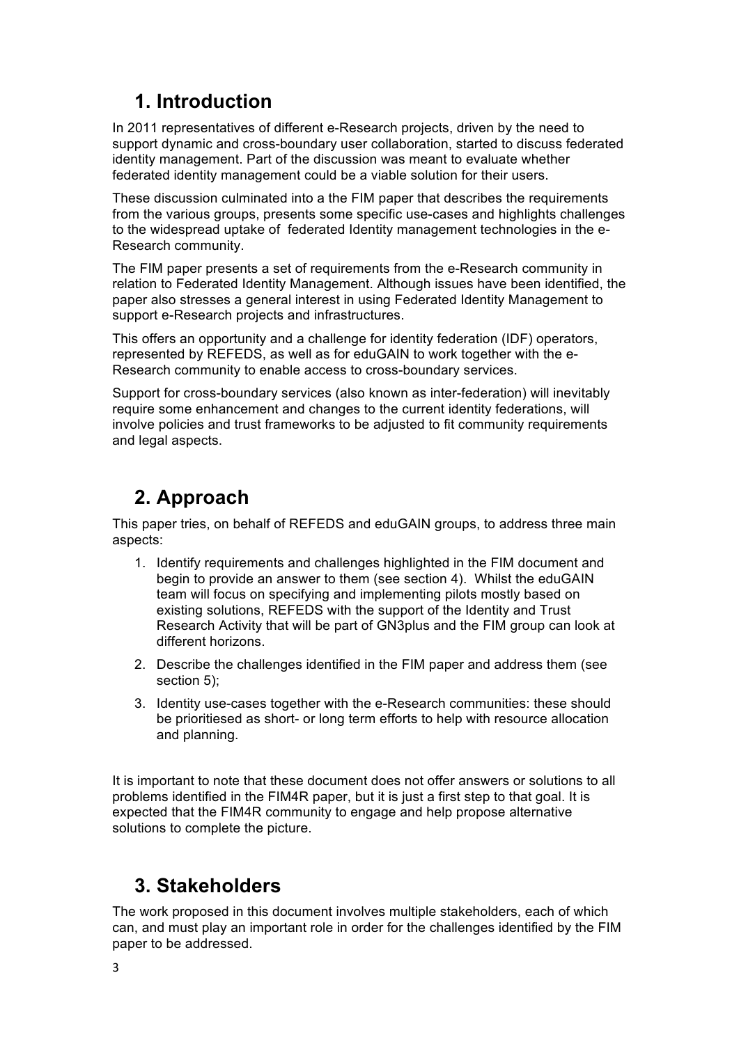# 1. Introduction

In 2011 representatives of different e-Research projects, driven by the need to support dynamic and cross-boundary user collaboration, started to discuss federated identity management. Part of the discussion was meant to evaluate whether federated identity management could be a viable solution for their users.

These discussion culminated into a the FIM paper that describes the requirements from the various groups, presents some specific use-cases and highlights challenges to the widespread uptake of federated Identity management technologies in the e-Research community.

The FIM paper presents a set of requirements from the e-Research community in relation to Federated Identity Management. Although issues have been identified, the paper also stresses a general interest in using Federated Identity Management to support e-Research projects and infrastructures.

This offers an opportunity and a challenge for identity federation (IDF) operators, represented by REFEDS, as well as for eduGAIN to work together with the e-Research community to enable access to cross-boundary services.

Support for cross-boundary services (also known as inter-federation) will inevitably require some enhancement and changes to the current identity federations, will involve policies and trust frameworks to be adjusted to fit community requirements and legal aspects.

# 2. Approach

This paper tries, on behalf of REFEDS and eduGAIN groups, to address three main aspects:

1. Identify requirements and challenges highlighted in the FIM document and begin to provide an answer to them (see section 4). Whilst the eduGAIN team will focus on specifying and implementing pilots mostly based on existing solutions, REFEDS with the support of the Identity and Trust Research Activity that will be part of GN3plus and the FIM group can look at different horizons.
2. Describe the challenges identified in the FIM paper and address them (see section 5);
3. Identity use-cases together with the e-Research communities: these should be prioritiesed as short- or long term efforts to help with resource allocation and planning.

It is important to note that these document does not offer answers or solutions to all problems identified in the FIM4R paper, but it is just a first step to that goal. It is expected that the FIM4R community to engage and help propose alternative solutions to complete the picture.

# 3. Stakeholders

The work proposed in this document involves multiple stakeholders, each of which can, and must play an important role in order for the challenges identified by the FIM paper to be addressed.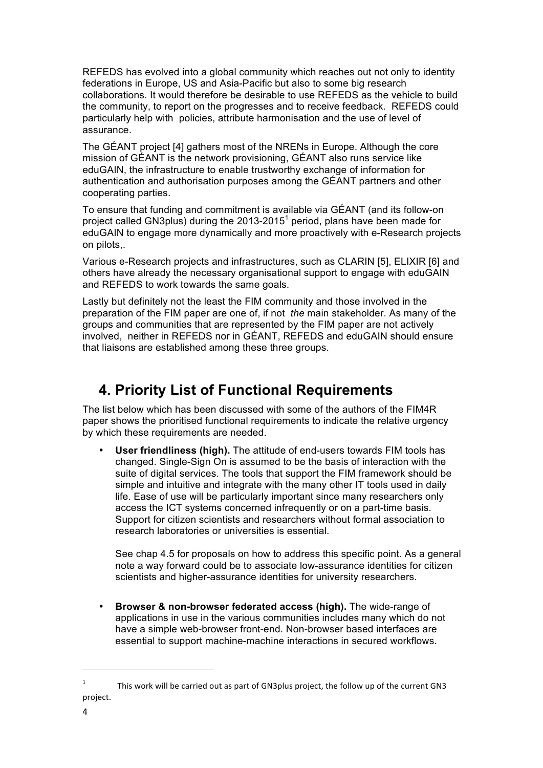REFEDS has evolved into a global community which reaches out not only to identity federations in Europe, US and Asia-Pacific but also to some big research collaborations. It would therefore be desirable to use REFEDS as the vehicle to build the community, to report on the progresses and to receive feedback. REFEDS could particularly help with policies, attribute harmonisation and the use of level of assurance.

The GÉANT project [4] gathers most of the NRENs in Europe. Although the core mission of GÉANT is the network provisioning, GÉANT also runs service like eduGAIN, the infrastructure to enable trustworthy exchange of information for authentication and authorisation purposes among the GÉANT partners and other cooperating parties.

To ensure that funding and commitment is available via GÉANT (and its follow-on project called GN3plus) during the 2013-2015[1] period, plans have been made for eduGAIN to engage more dynamically and more proactively with e-Research projects on pilots,.

Various e-Research projects and infrastructures, such as CLARIN [5], ELIXIR [6] and others have already the necessary organisational support to engage with eduGAIN and REFEDS to work towards the same goals.

Lastly but definitely not the least the FIM community and those involved in the preparation of the FIM paper are one of, if not *the* main stakeholder. As many of the groups and communities that are represented by the FIM paper are not actively involved, neither in REFEDS nor in GÉANT, REFEDS and eduGAIN should ensure that liaisons are established among these three groups.

## 4. Priority List of Functional Requirements

The list below which has been discussed with some of the authors of the FIM4R paper shows the prioritised functional requirements to indicate the relative urgency by which these requirements are needed.

- **User friendliness (high).** The attitude of end-users towards FIM tools has changed. Single-Sign On is assumed to be the basis of interaction with the suite of digital services. The tools that support the FIM framework should be simple and intuitive and integrate with the many other IT tools used in daily life. Ease of use will be particularly important since many researchers only access the ICT systems concerned infrequently or on a part-time basis. Support for citizen scientists and researchers without formal association to research laboratories or universities is essential.

  See chap 4.5 for proposals on how to address this specific point. As a general note a way forward could be to associate low-assurance identities for citizen scientists and higher-assurance identities for university researchers.

- **Browser & non-browser federated access (high).** The wide-range of applications in use in the various communities includes many which do not have a simple web-browser front-end. Non-browser based interfaces are essential to support machine-machine interactions in secured workflows.

[1] This work will be carried out as part of GN3plus project, the follow up of the current GN3 project.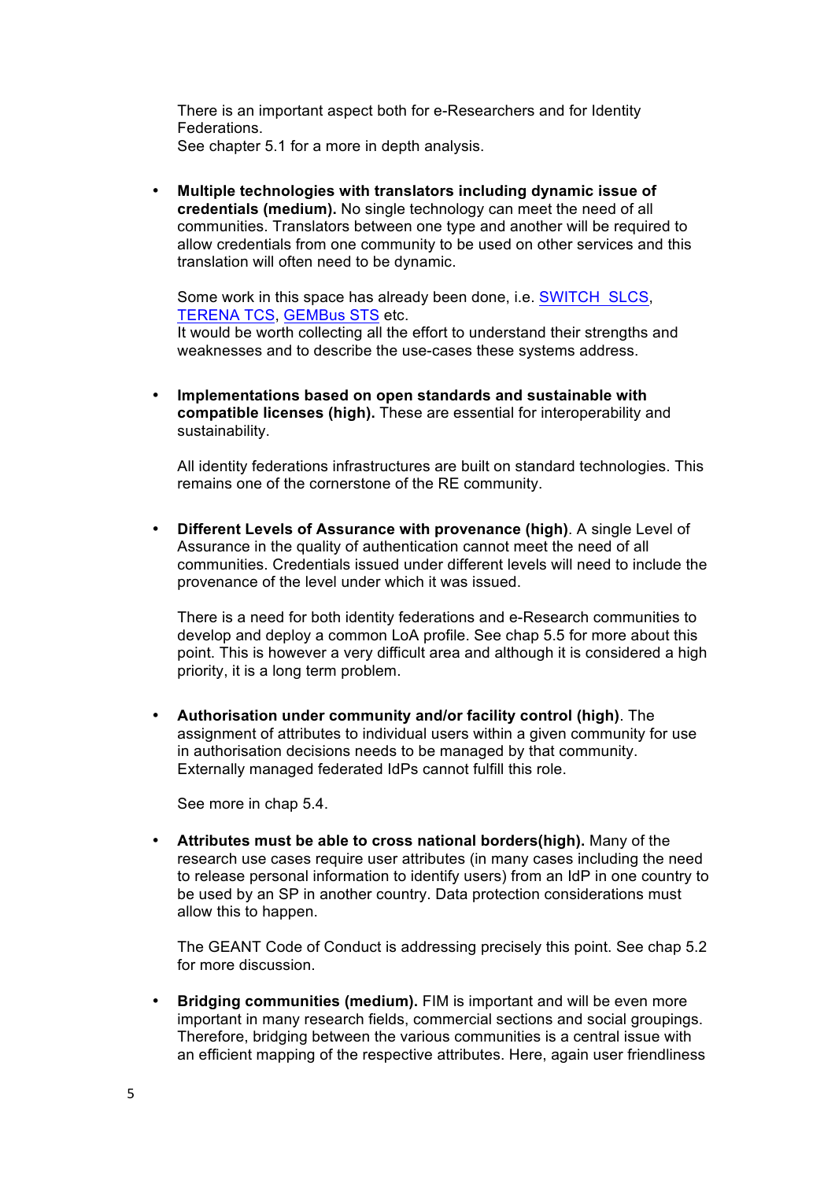There is an important aspect both for e-Researchers and for Identity Federations.
See chapter 5.1 for a more in depth analysis.

- **Multiple technologies with translators including dynamic issue of credentials (medium).** No single technology can meet the need of all communities. Translators between one type and another will be required to allow credentials from one community to be used on other services and this translation will often need to be dynamic.

  Some work in this space has already been done, i.e. SWITCH SLCS, TERENA TCS, GEMBus STS etc.
  It would be worth collecting all the effort to understand their strengths and weaknesses and to describe the use-cases these systems address.

- **Implementations based on open standards and sustainable with compatible licenses (high).** These are essential for interoperability and sustainability.

  All identity federations infrastructures are built on standard technologies. This remains one of the cornerstone of the RE community.

- **Different Levels of Assurance with provenance (high)**. A single Level of Assurance in the quality of authentication cannot meet the need of all communities. Credentials issued under different levels will need to include the provenance of the level under which it was issued.

  There is a need for both identity federations and e-Research communities to develop and deploy a common LoA profile. See chap 5.5 for more about this point. This is however a very difficult area and although it is considered a high priority, it is a long term problem.

- **Authorisation under community and/or facility control (high)**. The assignment of attributes to individual users within a given community for use in authorisation decisions needs to be managed by that community. Externally managed federated IdPs cannot fulfill this role.

  See more in chap 5.4.

- **Attributes must be able to cross national borders(high).** Many of the research use cases require user attributes (in many cases including the need to release personal information to identify users) from an IdP in one country to be used by an SP in another country. Data protection considerations must allow this to happen.

  The GEANT Code of Conduct is addressing precisely this point. See chap 5.2 for more discussion.

- **Bridging communities (medium).** FIM is important and will be even more important in many research fields, commercial sections and social groupings. Therefore, bridging between the various communities is a central issue with an efficient mapping of the respective attributes. Here, again user friendliness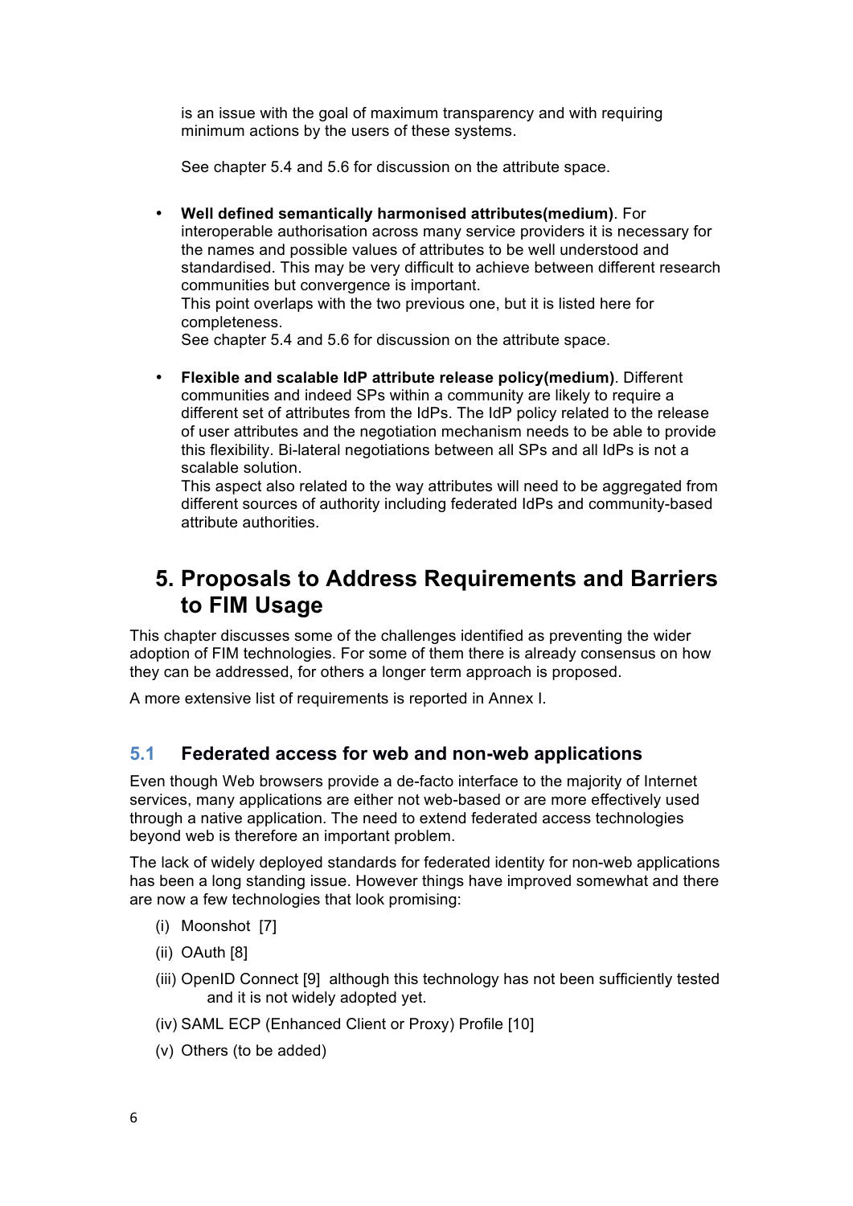is an issue with the goal of maximum transparency and with requiring minimum actions by the users of these systems.

See chapter 5.4 and 5.6 for discussion on the attribute space.

- **Well defined semantically harmonised attributes(medium)**. For interoperable authorisation across many service providers it is necessary for the names and possible values of attributes to be well understood and standardised. This may be very difficult to achieve between different research communities but convergence is important.
  This point overlaps with the two previous one, but it is listed here for completeness.
  See chapter 5.4 and 5.6 for discussion on the attribute space.

- **Flexible and scalable IdP attribute release policy(medium)**. Different communities and indeed SPs within a community are likely to require a different set of attributes from the IdPs. The IdP policy related to the release of user attributes and the negotiation mechanism needs to be able to provide this flexibility. Bi-lateral negotiations between all SPs and all IdPs is not a scalable solution.
  This aspect also related to the way attributes will need to be aggregated from different sources of authority including federated IdPs and community-based attribute authorities.

# 5. Proposals to Address Requirements and Barriers to FIM Usage

This chapter discusses some of the challenges identified as preventing the wider adoption of FIM technologies. For some of them there is already consensus on how they can be addressed, for others a longer term approach is proposed.

A more extensive list of requirements is reported in Annex I.

## 5.1 Federated access for web and non-web applications

Even though Web browsers provide a de-facto interface to the majority of Internet services, many applications are either not web-based or are more effectively used through a native application. The need to extend federated access technologies beyond web is therefore an important problem.

The lack of widely deployed standards for federated identity for non-web applications has been a long standing issue. However things have improved somewhat and there are now a few technologies that look promising:

(i) Moonshot [7]

(ii) OAuth [8]

(iii) OpenID Connect [9] although this technology has not been sufficiently tested and it is not widely adopted yet.

(iv) SAML ECP (Enhanced Client or Proxy) Profile [10]

(v) Others (to be added)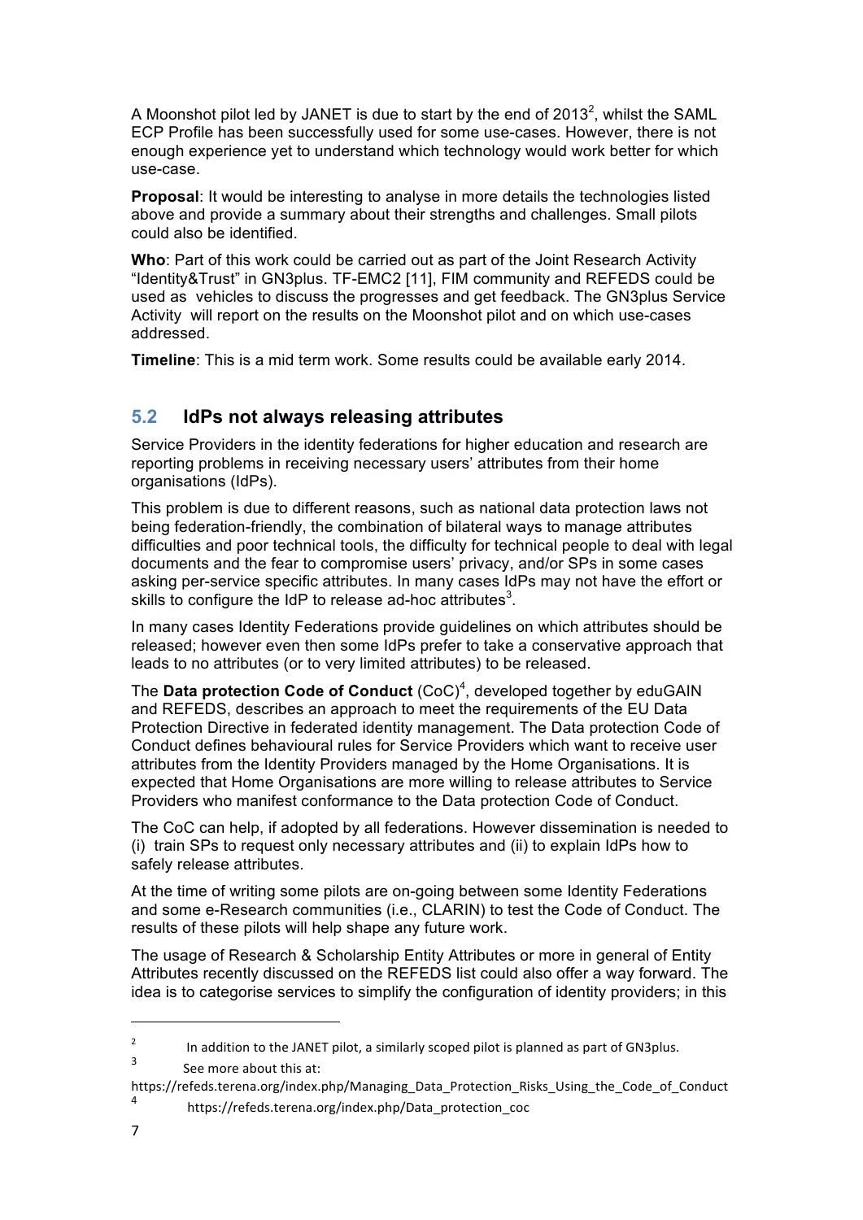A Moonshot pilot led by JANET is due to start by the end of 2013[2], whilst the SAML ECP Profile has been successfully used for some use-cases. However, there is not enough experience yet to understand which technology would work better for which use-case.

**Proposal**: It would be interesting to analyse in more details the technologies listed above and provide a summary about their strengths and challenges. Small pilots could also be identified.

**Who**: Part of this work could be carried out as part of the Joint Research Activity "Identity&Trust" in GN3plus. TF-EMC2 [11], FIM community and REFEDS could be used as vehicles to discuss the progresses and get feedback. The GN3plus Service Activity will report on the results on the Moonshot pilot and on which use-cases addressed.

**Timeline**: This is a mid term work. Some results could be available early 2014.

## 5.2 IdPs not always releasing attributes

Service Providers in the identity federations for higher education and research are reporting problems in receiving necessary users' attributes from their home organisations (IdPs).

This problem is due to different reasons, such as national data protection laws not being federation-friendly, the combination of bilateral ways to manage attributes difficulties and poor technical tools, the difficulty for technical people to deal with legal documents and the fear to compromise users' privacy, and/or SPs in some cases asking per-service specific attributes. In many cases IdPs may not have the effort or skills to configure the IdP to release ad-hoc attributes[3].

In many cases Identity Federations provide guidelines on which attributes should be released; however even then some IdPs prefer to take a conservative approach that leads to no attributes (or to very limited attributes) to be released.

The **Data protection Code of Conduct** (CoC)[4], developed together by eduGAIN and REFEDS, describes an approach to meet the requirements of the EU Data Protection Directive in federated identity management. The Data protection Code of Conduct defines behavioural rules for Service Providers which want to receive user attributes from the Identity Providers managed by the Home Organisations. It is expected that Home Organisations are more willing to release attributes to Service Providers who manifest conformance to the Data protection Code of Conduct.

The CoC can help, if adopted by all federations. However dissemination is needed to (i) train SPs to request only necessary attributes and (ii) to explain IdPs how to safely release attributes.

At the time of writing some pilots are on-going between some Identity Federations and some e-Research communities (i.e., CLARIN) to test the Code of Conduct. The results of these pilots will help shape any future work.

The usage of Research & Scholarship Entity Attributes or more in general of Entity Attributes recently discussed on the REFEDS list could also offer a way forward. The idea is to categorise services to simplify the configuration of identity providers; in this

---

[2] In addition to the JANET pilot, a similarly scoped pilot is planned as part of GN3plus.

[3] See more about this at: https://refeds.terena.org/index.php/Managing_Data_Protection_Risks_Using_the_Code_of_Conduct

[4] https://refeds.terena.org/index.php/Data_protection_coc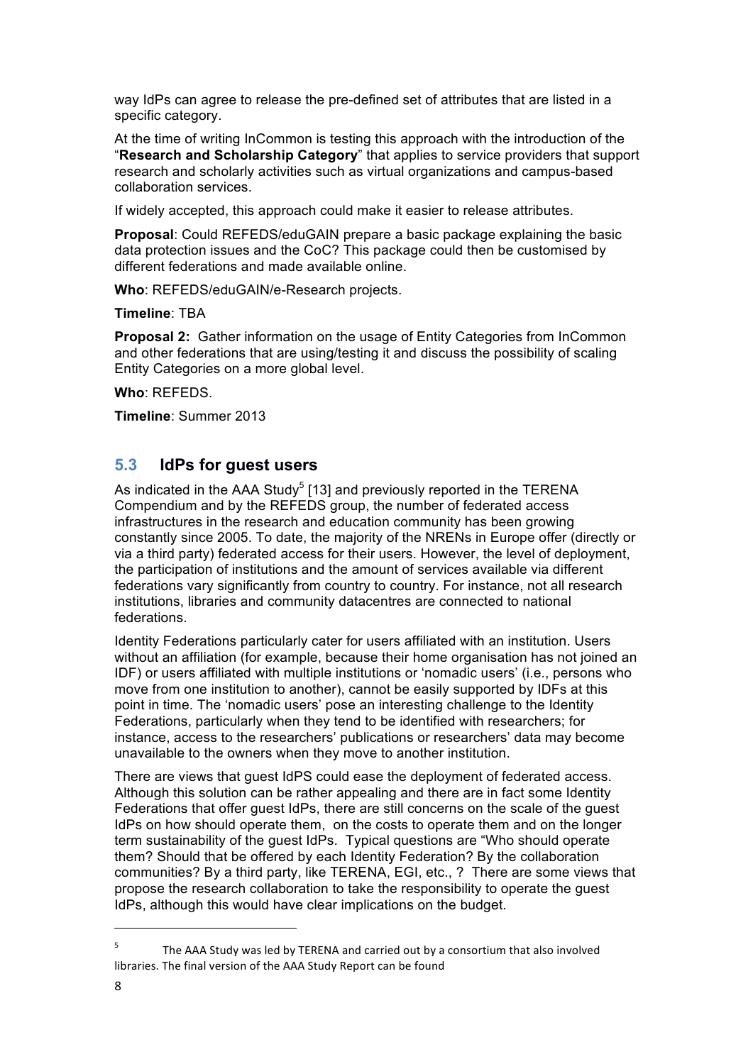way IdPs can agree to release the pre-defined set of attributes that are listed in a specific category.

At the time of writing InCommon is testing this approach with the introduction of the "**Research and Scholarship Category**" that applies to service providers that support research and scholarly activities such as virtual organizations and campus-based collaboration services.

If widely accepted, this approach could make it easier to release attributes.

**Proposal**: Could REFEDS/eduGAIN prepare a basic package explaining the basic data protection issues and the CoC? This package could then be customised by different federations and made available online.

**Who**: REFEDS/eduGAIN/e-Research projects.

**Timeline**: TBA

**Proposal 2:** Gather information on the usage of Entity Categories from InCommon and other federations that are using/testing it and discuss the possibility of scaling Entity Categories on a more global level.

**Who**: REFEDS.

**Timeline**: Summer 2013

## 5.3 IdPs for guest users

As indicated in the AAA Study[5] [13] and previously reported in the TERENA Compendium and by the REFEDS group, the number of federated access infrastructures in the research and education community has been growing constantly since 2005. To date, the majority of the NRENs in Europe offer (directly or via a third party) federated access for their users. However, the level of deployment, the participation of institutions and the amount of services available via different federations vary significantly from country to country. For instance, not all research institutions, libraries and community datacentres are connected to national federations.

Identity Federations particularly cater for users affiliated with an institution. Users without an affiliation (for example, because their home organisation has not joined an IDF) or users affiliated with multiple institutions or 'nomadic users' (i.e., persons who move from one institution to another), cannot be easily supported by IDFs at this point in time. The 'nomadic users' pose an interesting challenge to the Identity Federations, particularly when they tend to be identified with researchers; for instance, access to the researchers' publications or researchers' data may become unavailable to the owners when they move to another institution.

There are views that guest IdPS could ease the deployment of federated access. Although this solution can be rather appealing and there are in fact some Identity Federations that offer guest IdPs, there are still concerns on the scale of the guest IdPs on how should operate them, on the costs to operate them and on the longer term sustainability of the guest IdPs. Typical questions are "Who should operate them? Should that be offered by each Identity Federation? By the collaboration communities? By a third party, like TERENA, EGI, etc., ? There are some views that propose the research collaboration to take the responsibility to operate the guest IdPs, although this would have clear implications on the budget.

[5] The AAA Study was led by TERENA and carried out by a consortium that also involved libraries. The final version of the AAA Study Report can be found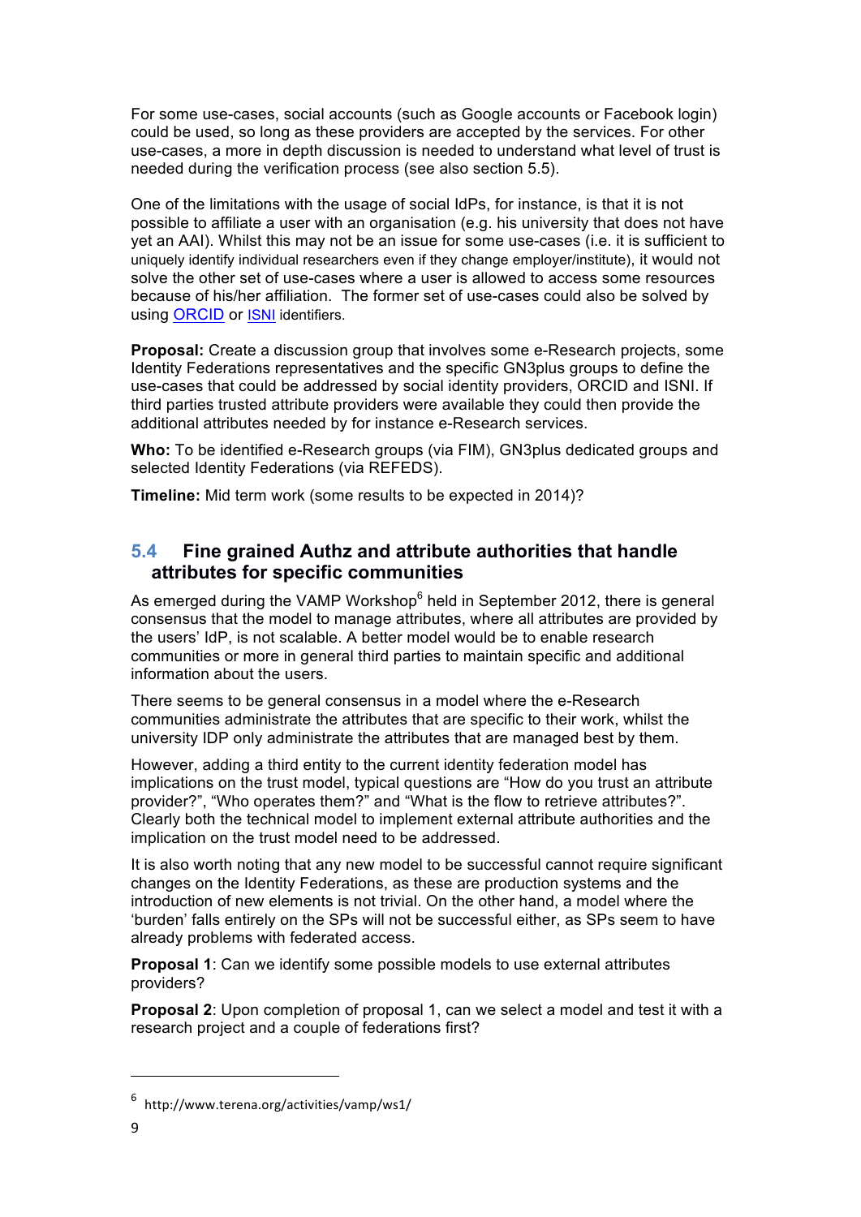For some use-cases, social accounts (such as Google accounts or Facebook login) could be used, so long as these providers are accepted by the services. For other use-cases, a more in depth discussion is needed to understand what level of trust is needed during the verification process (see also section 5.5).

One of the limitations with the usage of social IdPs, for instance, is that it is not possible to affiliate a user with an organisation (e.g. his university that does not have yet an AAI). Whilst this may not be an issue for some use-cases (i.e. it is sufficient to uniquely identify individual researchers even if they change employer/institute), it would not solve the other set of use-cases where a user is allowed to access some resources because of his/her affiliation. The former set of use-cases could also be solved by using ORCID or ISNI identifiers.

**Proposal:** Create a discussion group that involves some e-Research projects, some Identity Federations representatives and the specific GN3plus groups to define the use-cases that could be addressed by social identity providers, ORCID and ISNI. If third parties trusted attribute providers were available they could then provide the additional attributes needed by for instance e-Research services.

**Who:** To be identified e-Research groups (via FIM), GN3plus dedicated groups and selected Identity Federations (via REFEDS).

**Timeline:** Mid term work (some results to be expected in 2014)?

## 5.4 Fine grained Authz and attribute authorities that handle attributes for specific communities

As emerged during the VAMP Workshop[6] held in September 2012, there is general consensus that the model to manage attributes, where all attributes are provided by the users' IdP, is not scalable. A better model would be to enable research communities or more in general third parties to maintain specific and additional information about the users.

There seems to be general consensus in a model where the e-Research communities administrate the attributes that are specific to their work, whilst the university IDP only administrate the attributes that are managed best by them.

However, adding a third entity to the current identity federation model has implications on the trust model, typical questions are "How do you trust an attribute provider?", "Who operates them?" and "What is the flow to retrieve attributes?". Clearly both the technical model to implement external attribute authorities and the implication on the trust model need to be addressed.

It is also worth noting that any new model to be successful cannot require significant changes on the Identity Federations, as these are production systems and the introduction of new elements is not trivial. On the other hand, a model where the 'burden' falls entirely on the SPs will not be successful either, as SPs seem to have already problems with federated access.

**Proposal 1**: Can we identify some possible models to use external attributes providers?

**Proposal 2**: Upon completion of proposal 1, can we select a model and test it with a research project and a couple of federations first?

[6] http://www.terena.org/activities/vamp/ws1/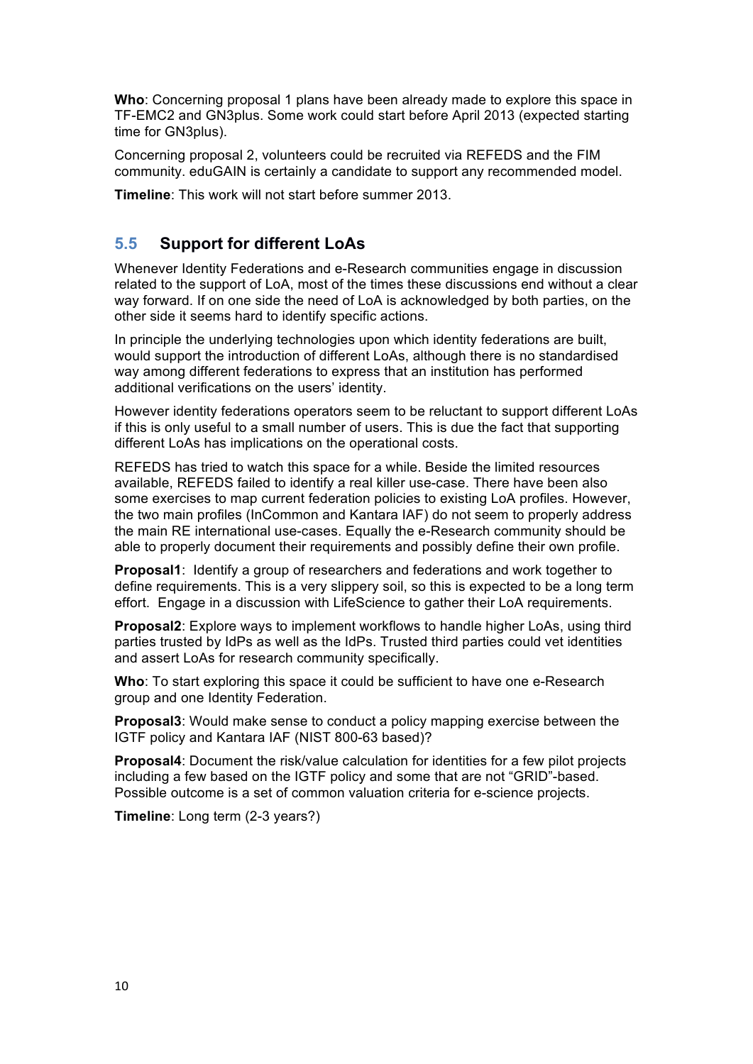**Who**: Concerning proposal 1 plans have been already made to explore this space in TF-EMC2 and GN3plus. Some work could start before April 2013 (expected starting time for GN3plus).

Concerning proposal 2, volunteers could be recruited via REFEDS and the FIM community. eduGAIN is certainly a candidate to support any recommended model.

**Timeline**: This work will not start before summer 2013.

## 5.5 Support for different LoAs

Whenever Identity Federations and e-Research communities engage in discussion related to the support of LoA, most of the times these discussions end without a clear way forward. If on one side the need of LoA is acknowledged by both parties, on the other side it seems hard to identify specific actions.

In principle the underlying technologies upon which identity federations are built, would support the introduction of different LoAs, although there is no standardised way among different federations to express that an institution has performed additional verifications on the users' identity.

However identity federations operators seem to be reluctant to support different LoAs if this is only useful to a small number of users. This is due the fact that supporting different LoAs has implications on the operational costs.

REFEDS has tried to watch this space for a while. Beside the limited resources available, REFEDS failed to identify a real killer use-case. There have been also some exercises to map current federation policies to existing LoA profiles. However, the two main profiles (InCommon and Kantara IAF) do not seem to properly address the main RE international use-cases. Equally the e-Research community should be able to properly document their requirements and possibly define their own profile.

**Proposal1**: Identify a group of researchers and federations and work together to define requirements. This is a very slippery soil, so this is expected to be a long term effort. Engage in a discussion with LifeScience to gather their LoA requirements.

**Proposal2**: Explore ways to implement workflows to handle higher LoAs, using third parties trusted by IdPs as well as the IdPs. Trusted third parties could vet identities and assert LoAs for research community specifically.

**Who**: To start exploring this space it could be sufficient to have one e-Research group and one Identity Federation.

**Proposal3**: Would make sense to conduct a policy mapping exercise between the IGTF policy and Kantara IAF (NIST 800-63 based)?

**Proposal4**: Document the risk/value calculation for identities for a few pilot projects including a few based on the IGTF policy and some that are not "GRID"-based. Possible outcome is a set of common valuation criteria for e-science projects.

**Timeline**: Long term (2-3 years?)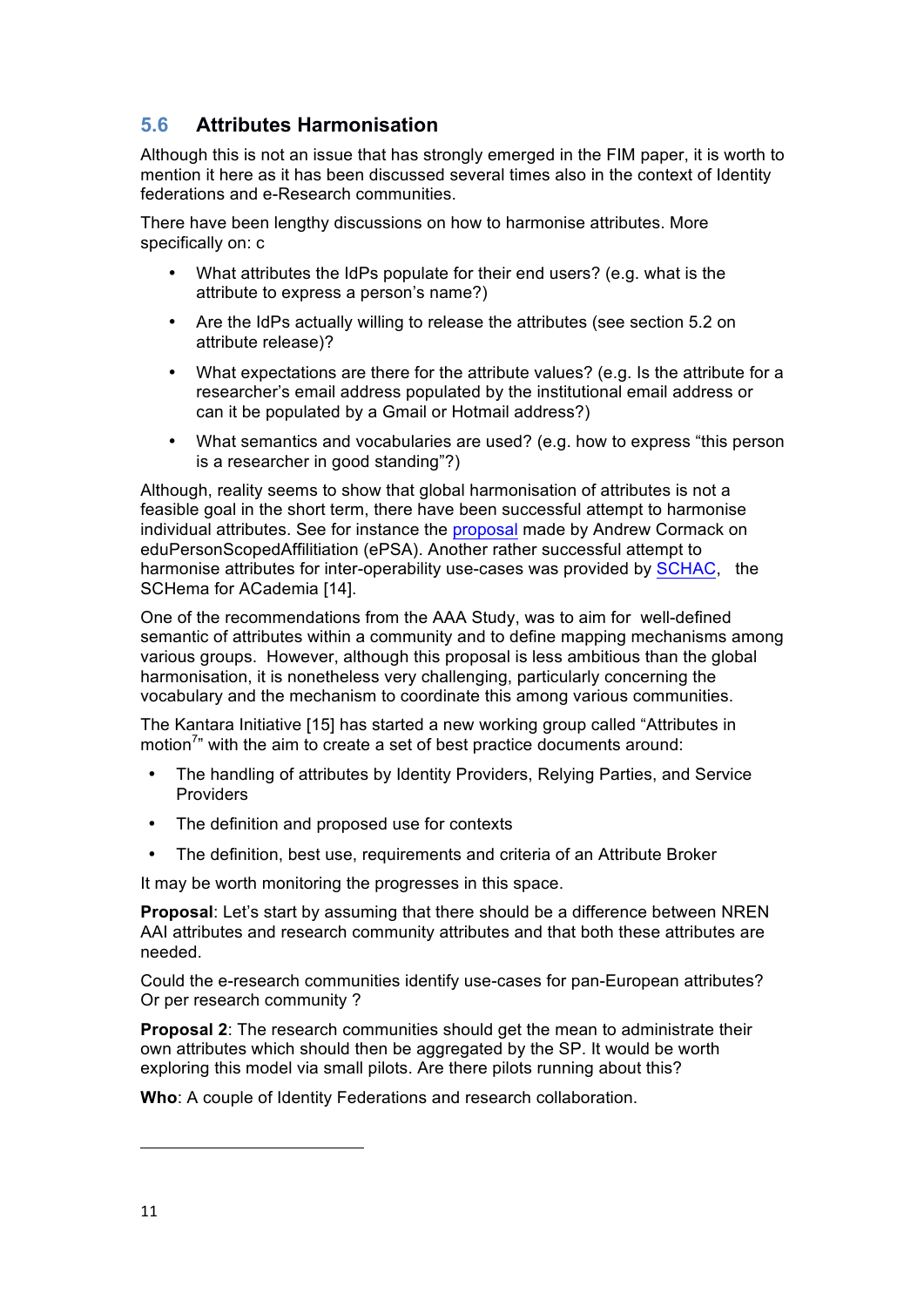## 5.6 Attributes Harmonisation

Although this is not an issue that has strongly emerged in the FIM paper, it is worth to mention it here as it has been discussed several times also in the context of Identity federations and e-Research communities.

There have been lengthy discussions on how to harmonise attributes. More specifically on: c

- What attributes the IdPs populate for their end users? (e.g. what is the attribute to express a person's name?)
- Are the IdPs actually willing to release the attributes (see section 5.2 on attribute release)?
- What expectations are there for the attribute values? (e.g. Is the attribute for a researcher's email address populated by the institutional email address or can it be populated by a Gmail or Hotmail address?)
- What semantics and vocabularies are used? (e.g. how to express "this person is a researcher in good standing"?)

Although, reality seems to show that global harmonisation of attributes is not a feasible goal in the short term, there have been successful attempt to harmonise individual attributes. See for instance the proposal made by Andrew Cormack on eduPersonScopedAffilitiation (ePSA). Another rather successful attempt to harmonise attributes for inter-operability use-cases was provided by SCHAC, the SCHema for ACademia [14].

One of the recommendations from the AAA Study, was to aim for well-defined semantic of attributes within a community and to define mapping mechanisms among various groups. However, although this proposal is less ambitious than the global harmonisation, it is nonetheless very challenging, particularly concerning the vocabulary and the mechanism to coordinate this among various communities.

The Kantara Initiative [15] has started a new working group called "Attributes in motion[7]" with the aim to create a set of best practice documents around:

- The handling of attributes by Identity Providers, Relying Parties, and Service Providers
- The definition and proposed use for contexts
- The definition, best use, requirements and criteria of an Attribute Broker

It may be worth monitoring the progresses in this space.

**Proposal**: Let's start by assuming that there should be a difference between NREN AAI attributes and research community attributes and that both these attributes are needed.

Could the e-research communities identify use-cases for pan-European attributes? Or per research community ?

**Proposal 2**: The research communities should get the mean to administrate their own attributes which should then be aggregated by the SP. It would be worth exploring this model via small pilots. Are there pilots running about this?

**Who**: A couple of Identity Federations and research collaboration.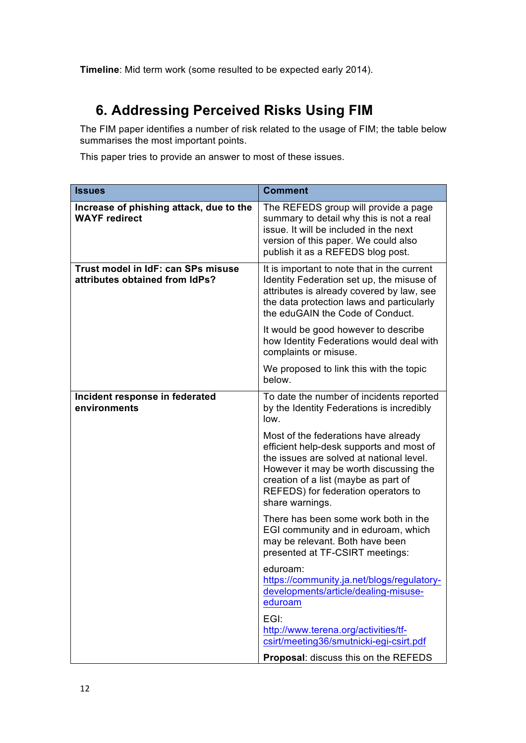**Timeline**: Mid term work (some resulted to be expected early 2014).

# 6. Addressing Perceived Risks Using FIM

The FIM paper identifies a number of risk related to the usage of FIM; the table below summarises the most important points.

This paper tries to provide an answer to most of these issues.

| Issues | Comment |
|---|---|
| **Increase of phishing attack, due to the WAYF redirect** | The REFEDS group will provide a page summary to detail why this is not a real issue. It will be included in the next version of this paper. We could also publish it as a REFEDS blog post. |
| **Trust model in IdF: can SPs misuse attributes obtained from IdPs?** | It is important to note that in the current Identity Federation set up, the misuse of attributes is already covered by law, see the data protection laws and particularly the eduGAIN the Code of Conduct.<br><br>It would be good however to describe how Identity Federations would deal with complaints or misuse.<br><br>We proposed to link this with the topic below. |
| **Incident response in federated environments** | To date the number of incidents reported by the Identity Federations is incredibly low.<br><br>Most of the federations have already efficient help-desk supports and most of the issues are solved at national level. However it may be worth discussing the creation of a list (maybe as part of REFEDS) for federation operators to share warnings.<br><br>There has been some work both in the EGI community and in eduroam, which may be relevant. Both have been presented at TF-CSIRT meetings:<br><br>eduroam: https://community.ja.net/blogs/regulatory-developments/article/dealing-misuse-eduroam<br><br>EGI: http://www.terena.org/activities/tf-csirt/meeting36/smutnicki-egi-csirt.pdf<br><br>**Proposal**: discuss this on the REFEDS |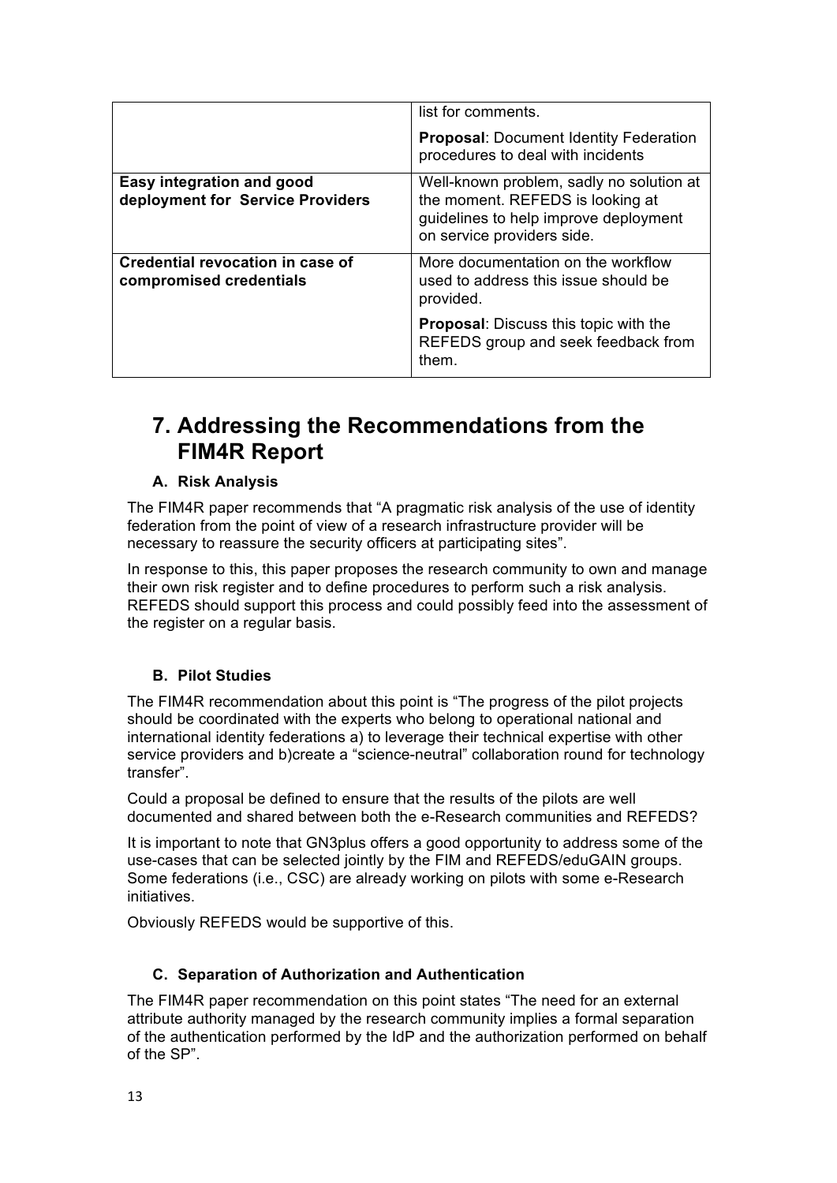|  |  |
| --- | --- |
|  | list for comments.<br><br>**Proposal**: Document Identity Federation procedures to deal with incidents |
| **Easy integration and good deployment for Service Providers** | Well-known problem, sadly no solution at the moment. REFEDS is looking at guidelines to help improve deployment on service providers side. |
| **Credential revocation in case of compromised credentials** | More documentation on the workflow used to address this issue should be provided.<br><br>**Proposal**: Discuss this topic with the REFEDS group and seek feedback from them. |

# 7. Addressing the Recommendations from the FIM4R Report

### A. Risk Analysis

The FIM4R paper recommends that “A pragmatic risk analysis of the use of identity federation from the point of view of a research infrastructure provider will be necessary to reassure the security officers at participating sites”.

In response to this, this paper proposes the research community to own and manage their own risk register and to define procedures to perform such a risk analysis. REFEDS should support this process and could possibly feed into the assessment of the register on a regular basis.

### B. Pilot Studies

The FIM4R recommendation about this point is “The progress of the pilot projects should be coordinated with the experts who belong to operational national and international identity federations a) to leverage their technical expertise with other service providers and b)create a “science-neutral” collaboration round for technology transfer”.

Could a proposal be defined to ensure that the results of the pilots are well documented and shared between both the e-Research communities and REFEDS?

It is important to note that GN3plus offers a good opportunity to address some of the use-cases that can be selected jointly by the FIM and REFEDS/eduGAIN groups. Some federations (i.e., CSC) are already working on pilots with some e-Research initiatives.

Obviously REFEDS would be supportive of this.

### C. Separation of Authorization and Authentication

The FIM4R paper recommendation on this point states “The need for an external attribute authority managed by the research community implies a formal separation of the authentication performed by the IdP and the authorization performed on behalf of the SP”.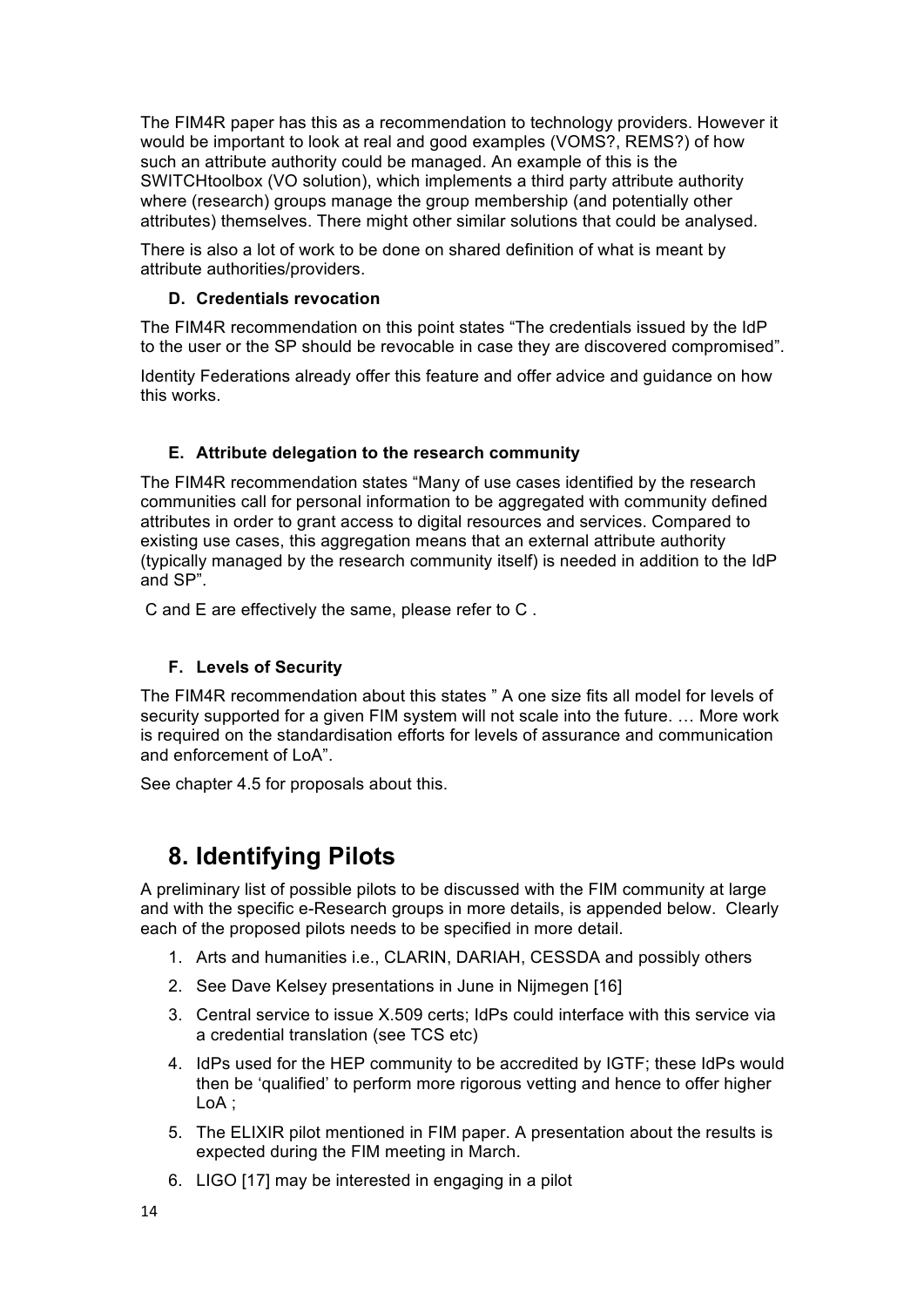The FIM4R paper has this as a recommendation to technology providers. However it would be important to look at real and good examples (VOMS?, REMS?) of how such an attribute authority could be managed. An example of this is the SWITCHtoolbox (VO solution), which implements a third party attribute authority where (research) groups manage the group membership (and potentially other attributes) themselves. There might other similar solutions that could be analysed.

There is also a lot of work to be done on shared definition of what is meant by attribute authorities/providers.

### D. Credentials revocation

The FIM4R recommendation on this point states "The credentials issued by the IdP to the user or the SP should be revocable in case they are discovered compromised".

Identity Federations already offer this feature and offer advice and guidance on how this works.

### E. Attribute delegation to the research community

The FIM4R recommendation states "Many of use cases identified by the research communities call for personal information to be aggregated with community defined attributes in order to grant access to digital resources and services. Compared to existing use cases, this aggregation means that an external attribute authority (typically managed by the research community itself) is needed in addition to the IdP and SP".

C and E are effectively the same, please refer to C .

### F. Levels of Security

The FIM4R recommendation about this states " A one size fits all model for levels of security supported for a given FIM system will not scale into the future. … More work is required on the standardisation efforts for levels of assurance and communication and enforcement of LoA".

See chapter 4.5 for proposals about this.

# 8. Identifying Pilots

A preliminary list of possible pilots to be discussed with the FIM community at large and with the specific e-Research groups in more details, is appended below. Clearly each of the proposed pilots needs to be specified in more detail.

1. Arts and humanities i.e., CLARIN, DARIAH, CESSDA and possibly others
2. See Dave Kelsey presentations in June in Nijmegen [16]
3. Central service to issue X.509 certs; IdPs could interface with this service via a credential translation (see TCS etc)
4. IdPs used for the HEP community to be accredited by IGTF; these IdPs would then be 'qualified' to perform more rigorous vetting and hence to offer higher LoA ;
5. The ELIXIR pilot mentioned in FIM paper. A presentation about the results is expected during the FIM meeting in March.
6. LIGO [17] may be interested in engaging in a pilot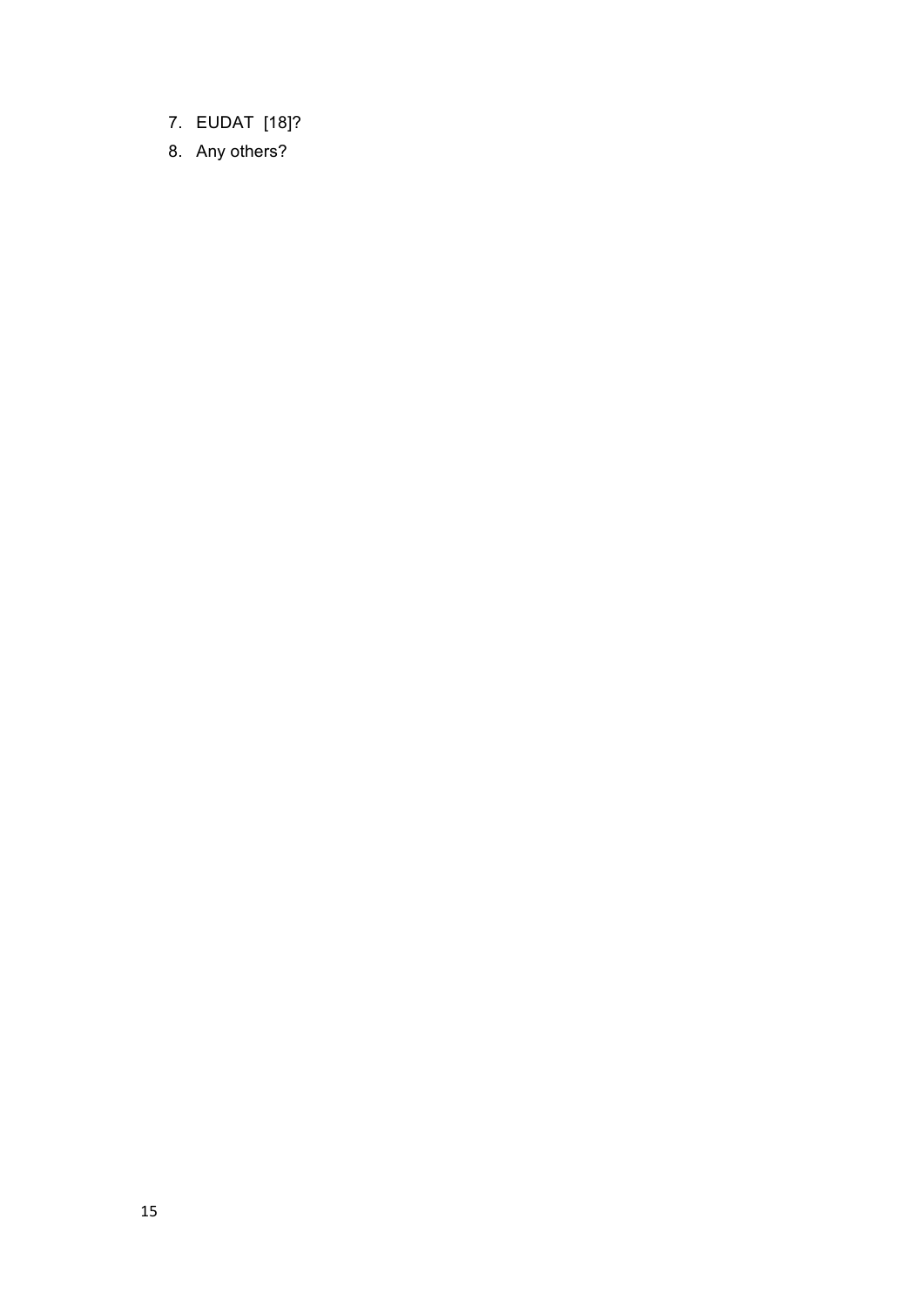7. EUDAT [18]?
8. Any others?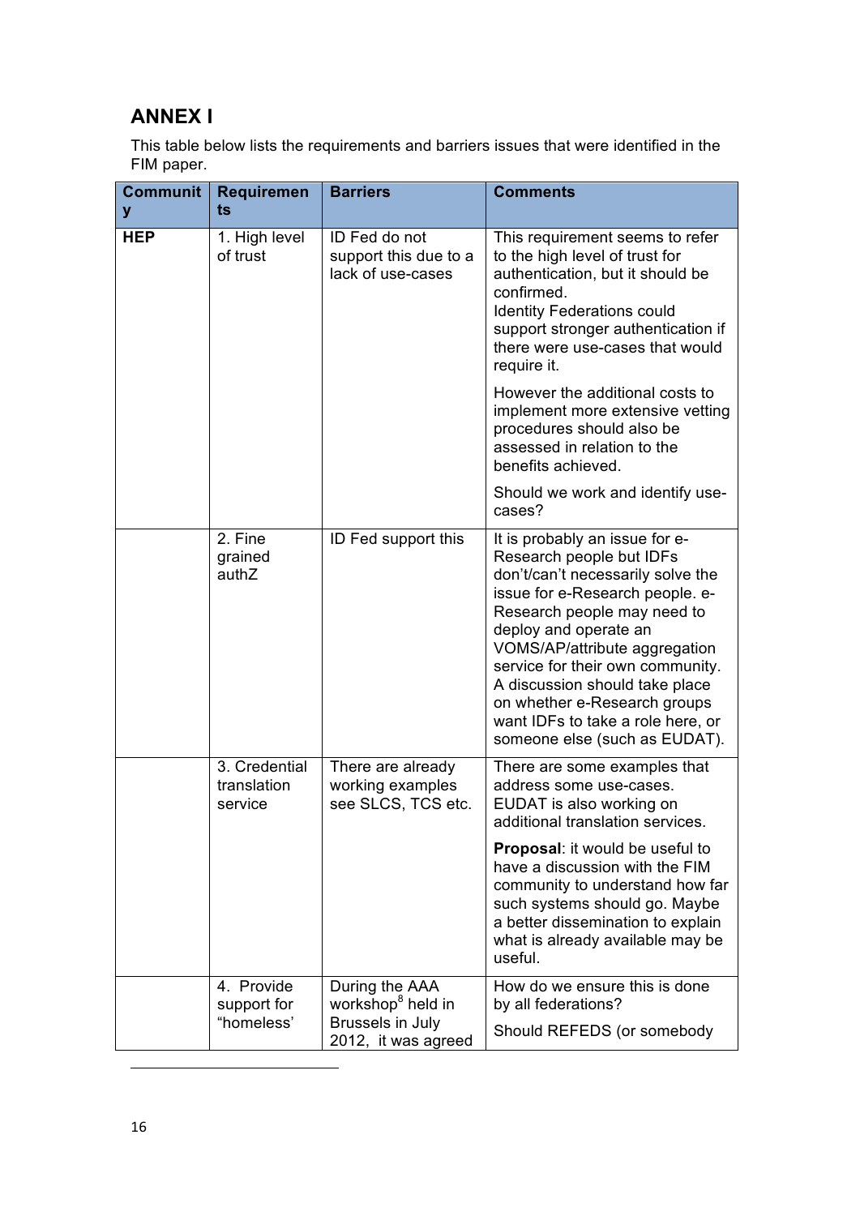## ANNEX I

This table below lists the requirements and barriers issues that were identified in the FIM paper.

| Community | Requirements | Barriers | Comments |
|---|---|---|---|
| **HEP** | 1. High level of trust | ID Fed do not support this due to a lack of use-cases | This requirement seems to refer to the high level of trust for authentication, but it should be confirmed.<br>Identity Federations could support stronger authentication if there were use-cases that would require it.<br><br>However the additional costs to implement more extensive vetting procedures should also be assessed in relation to the benefits achieved.<br><br>Should we work and identify use-cases? |
| | 2. Fine grained authZ | ID Fed support this | It is probably an issue for e-Research people but IDFs don't/can't necessarily solve the issue for e-Research people. e-Research people may need to deploy and operate an VOMS/AP/attribute aggregation service for their own community. A discussion should take place on whether e-Research groups want IDFs to take a role here, or someone else (such as EUDAT). |
| | 3. Credential translation service | There are already working examples see SLCS, TCS etc. | There are some examples that address some use-cases. EUDAT is also working on additional translation services.<br><br>**Proposal**: it would be useful to have a discussion with the FIM community to understand how far such systems should go. Maybe a better dissemination to explain what is already available may be useful. |
| | 4. Provide support for "homeless' | During the AAA workshop[8] held in Brussels in July 2012, it was agreed | How do we ensure this is done by all federations?<br><br>Should REFEDS (or somebody |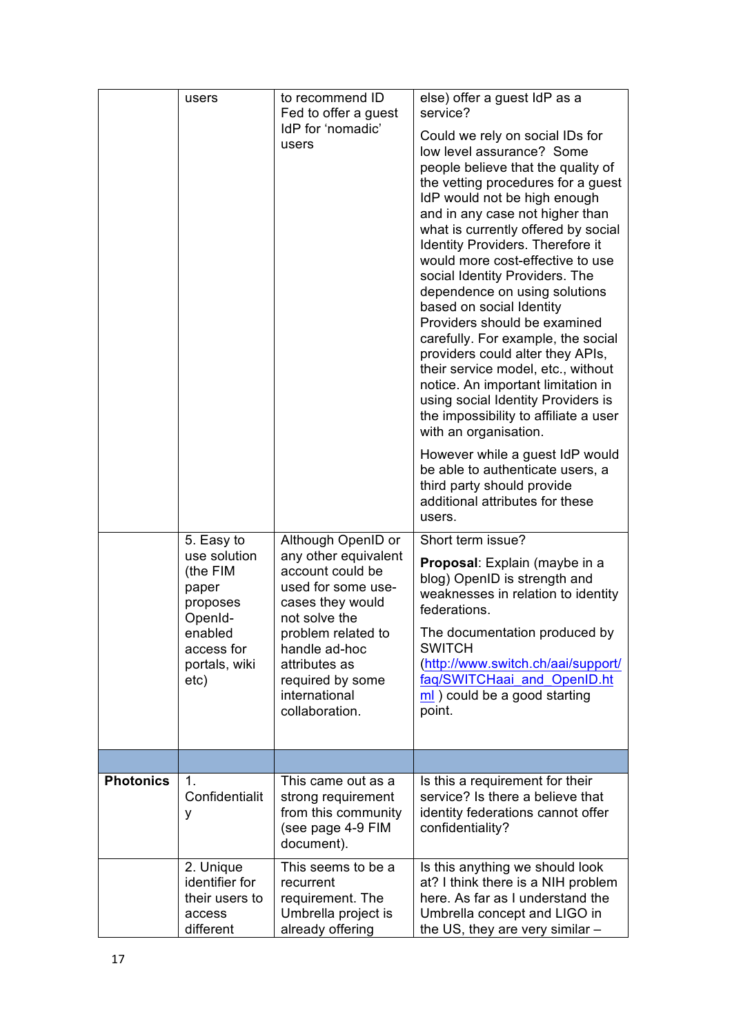| | | | |
|---|---|---|---|
| | users | to recommend ID Fed to offer a guest IdP for 'nomadic' users | else) offer a guest IdP as a service?<br><br>Could we rely on social IDs for low level assurance? Some people believe that the quality of the vetting procedures for a guest IdP would not be high enough and in any case not higher than what is currently offered by social Identity Providers. Therefore it would more cost-effective to use social Identity Providers. The dependence on using solutions based on social Identity Providers should be examined carefully. For example, the social providers could alter they APIs, their service model, etc., without notice. An important limitation in using social Identity Providers is the impossibility to affiliate a user with an organisation.<br><br>However while a guest IdP would be able to authenticate users, a third party should provide additional attributes for these users. |
| | 5. Easy to use solution (the FIM paper proposes OpenId-enabled access for portals, wiki etc) | Although OpenID or any other equivalent account could be used for some use-cases they would not solve the problem related to handle ad-hoc attributes as required by some international collaboration. | Short term issue?<br><br>**Proposal**: Explain (maybe in a blog) OpenID is strength and weaknesses in relation to identity federations.<br><br>The documentation produced by SWITCH ([http://www.switch.ch/aai/support/faq/SWITCHaai_and_OpenID.html](http://www.switch.ch/aai/support/faq/SWITCHaai_and_OpenID.html) ) could be a good starting point. |
| | | | |
| **Photonics** | 1. Confidentiality | This came out as a strong requirement from this community (see page 4-9 FIM document). | Is this a requirement for their service? Is there a believe that identity federations cannot offer confidentiality? |
| | 2. Unique identifier for their users to access different | This seems to be a recurrent requirement. The Umbrella project is already offering | Is this anything we should look at? I think there is a NIH problem here. As far as I understand the Umbrella concept and LIGO in the US, they are very similar – |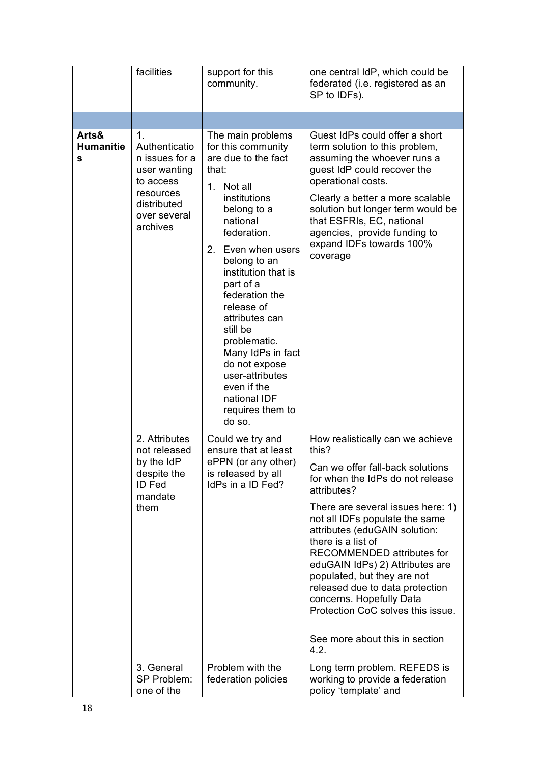| | | | |
|---|---|---|---|
| | facilities | support for this community. | one central IdP, which could be federated (i.e. registered as an SP to IDFs). |
| | | | |
| **Arts& Humanities** | 1. Authentication issues for a user wanting to access resources distributed over several archives | The main problems for this community are due to the fact that: 1. Not all institutions belong to a national federation. 2. Even when users belong to an institution that is part of a federation the release of attributes can still be problematic. Many IdPs in fact do not expose user-attributes even if the national IDF requires them to do so. | Guest IdPs could offer a short term solution to this problem, assuming the whoever runs a guest IdP could recover the operational costs. Clearly a better a more scalable solution but longer term would be that ESFRIs, EC, national agencies, provide funding to expand IDFs towards 100% coverage |
| | 2. Attributes not released by the IdP despite the ID Fed mandate them | Could we try and ensure that at least ePPN (or any other) is released by all IdPs in a ID Fed? | How realistically can we achieve this? Can we offer fall-back solutions for when the IdPs do not release attributes? There are several issues here: 1) not all IDFs populate the same attributes (eduGAIN solution: there is a list of RECOMMENDED attributes for eduGAIN IdPs) 2) Attributes are populated, but they are not released due to data protection concerns. Hopefully Data Protection CoC solves this issue. See more about this in section 4.2. |
| | 3. General SP Problem: one of the | Problem with the federation policies | Long term problem. REFEDS is working to provide a federation policy 'template' and |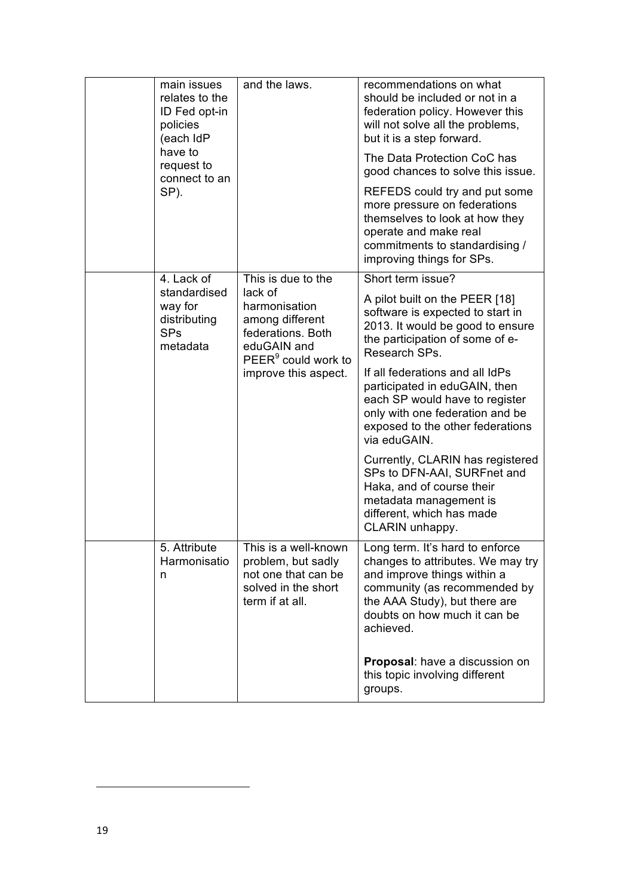|  | main issues relates to the ID Fed opt-in policies (each IdP have to request to connect to an SP). | and the laws. | recommendations on what should be included or not in a federation policy. However this will not solve all the problems, but it is a step forward.<br><br>The Data Protection CoC has good chances to solve this issue.<br><br>REFEDS could try and put some more pressure on federations themselves to look at how they operate and make real commitments to standardising / improving things for SPs. |
|---|---|---|---|
|  | 4. Lack of standardised way for distributing SPs metadata | This is due to the lack of harmonisation among different federations. Both eduGAIN and PEER[9] could work to improve this aspect. | Short term issue?<br><br>A pilot built on the PEER [18] software is expected to start in 2013. It would be good to ensure the participation of some of e-Research SPs.<br><br>If all federations and all IdPs participated in eduGAIN, then each SP would have to register only with one federation and be exposed to the other federations via eduGAIN.<br><br>Currently, CLARIN has registered SPs to DFN-AAI, SURFnet and Haka, and of course their metadata management is different, which has made CLARIN unhappy. |
|  | 5. Attribute Harmonisation | This is a well-known problem, but sadly not one that can be solved in the short term if at all. | Long term. It's hard to enforce changes to attributes. We may try and improve things within a community (as recommended by the AAA Study), but there are doubts on how much it can be achieved.<br><br>**Proposal**: have a discussion on this topic involving different groups. |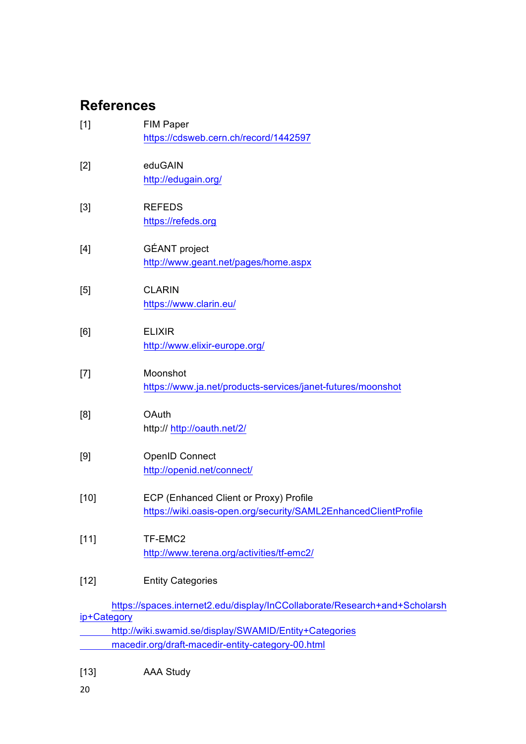## References

[1] FIM Paper
https://cdsweb.cern.ch/record/1442597

[2] eduGAIN
http://edugain.org/

[3] REFEDS
https://refeds.org

[4] GÉANT project
http://www.geant.net/pages/home.aspx

[5] CLARIN
https://www.clarin.eu/

[6] ELIXIR
http://www.elixir-europe.org/

[7] Moonshot
https://www.ja.net/products-services/janet-futures/moonshot

[8] OAuth
http:// http://oauth.net/2/

[9] OpenID Connect
http://openid.net/connect/

[10] ECP (Enhanced Client or Proxy) Profile
https://wiki.oasis-open.org/security/SAML2EnhancedClientProfile

[11] TF-EMC2
http://www.terena.org/activities/tf-emc2/

[12] Entity Categories

https://spaces.internet2.edu/display/InCCollaborate/Research+and+Scholarship+Category
http://wiki.swamid.se/display/SWAMID/Entity+Categories
macedir.org/draft-macedir-entity-category-00.html

[13] AAA Study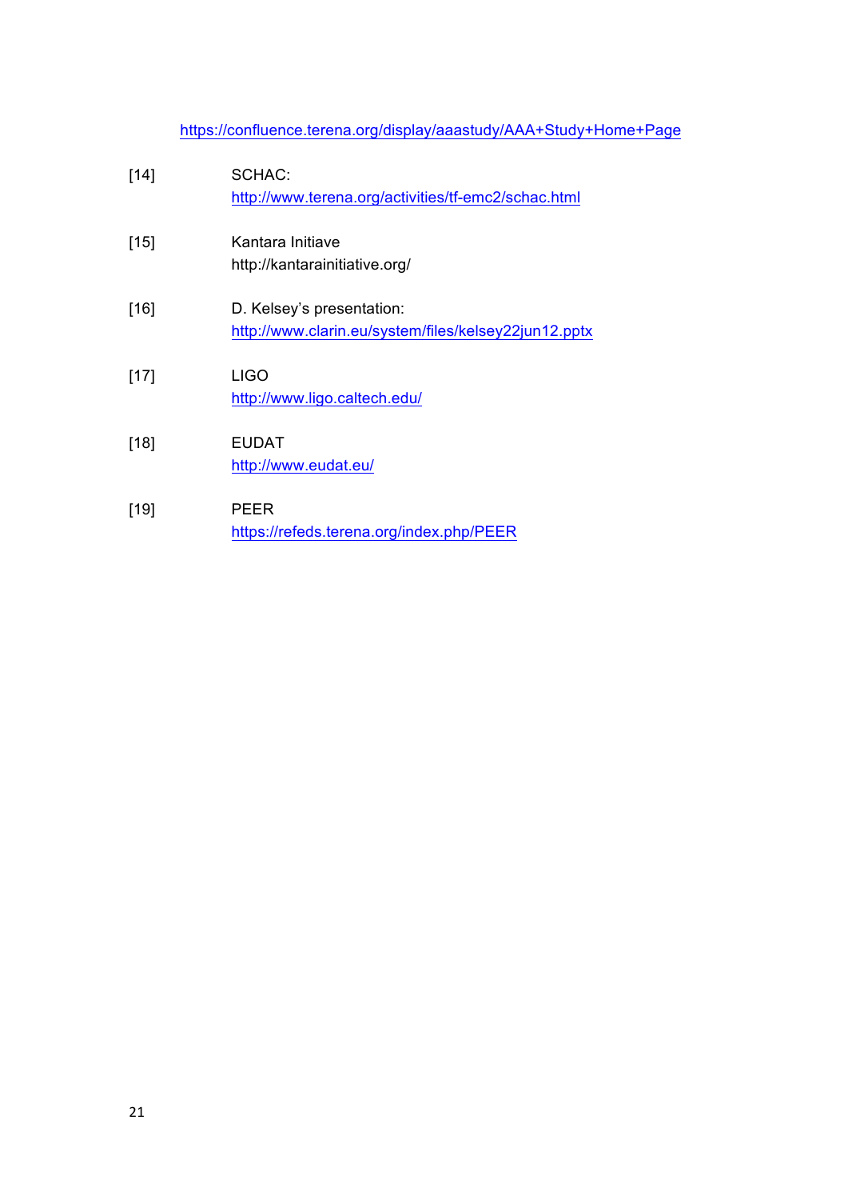https://confluence.terena.org/display/aaastudy/AAA+Study+Home+Page

[14] SCHAC:
http://www.terena.org/activities/tf-emc2/schac.html

[15] Kantara Initiave
http://kantarainitiative.org/

[16] D. Kelsey's presentation:
http://www.clarin.eu/system/files/kelsey22jun12.pptx

[17] LIGO
http://www.ligo.caltech.edu/

[18] EUDAT
http://www.eudat.eu/

[19] PEER
https://refeds.terena.org/index.php/PEER